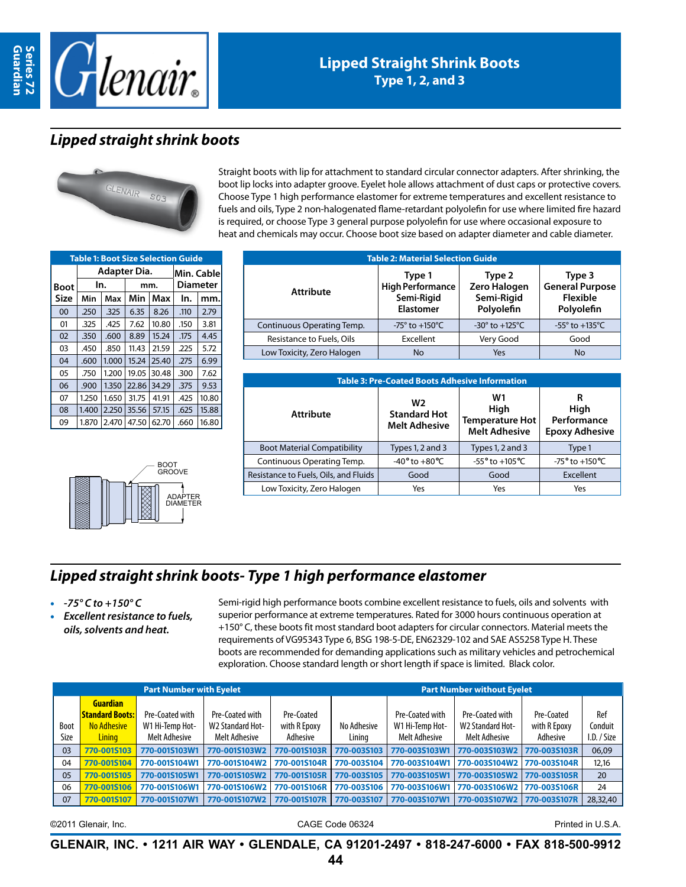# Lipped Straight Shrink Boots
## Type 1, 2, and 3

## *Lipped straight shrink boots*

Straight boots with lip for attachment to standard circular connector adapters. After shrinking, the boot lip locks into adapter groove. Eyelet hole allows attachment of dust caps or protective covers. Choose Type 1 high performance elastomer for extreme temperatures and excellent resistance to fuels and oils, Type 2 non-halogenated flame-retardant polyolefin for use where limited fire hazard is required, or choose Type 3 general purpose polyolefin for use where occasional exposure to heat and chemicals may occur. Choose boot size based on adapter diameter and cable diameter.

**Table 1: Boot Size Selection Guide**

| Boot Size | Adapter Dia. In. Min | Adapter Dia. In. Max | Adapter Dia. mm. Min | Adapter Dia. mm. Max | Min. Cable Diameter In. | Min. Cable Diameter mm. |
|---|---|---|---|---|---|---|
| 00 | .250 | .325 | 6.35 | 8.26 | .110 | 2.79 |
| 01 | .325 | .425 | 7.62 | 10.80 | .150 | 3.81 |
| 02 | .350 | .600 | 8.89 | 15.24 | .175 | 4.45 |
| 03 | .450 | .850 | 11.43 | 21.59 | .225 | 5.72 |
| 04 | .600 | 1.000 | 15.24 | 25.40 | .275 | 6.99 |
| 05 | .750 | 1.200 | 19.05 | 30.48 | .300 | 7.62 |
| 06 | .900 | 1.350 | 22.86 | 34.29 | .375 | 9.53 |
| 07 | 1.250 | 1.650 | 31.75 | 41.91 | .425 | 10.80 |
| 08 | 1.400 | 2.250 | 35.56 | 57.15 | .625 | 15.88 |
| 09 | 1.870 | 2.470 | 47.50 | 62.70 | .660 | 16.80 |

BOOT GROOVE

ADAPTER DIAMETER

**Table 2: Material Selection Guide**

| Attribute | Type 1 High Performance Semi-Rigid Elastomer | Type 2 Zero Halogen Semi-Rigid Polyolefin | Type 3 General Purpose Flexible Polyolefin |
|---|---|---|---|
| Continuous Operating Temp. | -75° to +150°C | -30° to +125°C | -55° to +135°C |
| Resistance to Fuels, Oils | Excellent | Very Good | Good |
| Low Toxicity, Zero Halogen | No | Yes | No |

**Table 3: Pre-Coated Boots Adhesive Information**

| Attribute | W2 Standard Hot Melt Adhesive | W1 High Temperature Hot Melt Adhesive | R High Performance Epoxy Adhesive |
|---|---|---|---|
| Boot Material Compatibility | Types 1, 2 and 3 | Types 1, 2 and 3 | Type 1 |
| Continuous Operating Temp. | -40° to +80°C | -55° to +105°C | -75° to +150°C |
| Resistance to Fuels, Oils, and Fluids | Good | Good | Excellent |
| Low Toxicity, Zero Halogen | Yes | Yes | Yes |

## *Lipped straight shrink boots- Type 1 high performance elastomer*

- *-75° C to +150° C*
- *Excellent resistance to fuels, oils, solvents and heat.*

Semi-rigid high performance boots combine excellent resistance to fuels, oils and solvents with superior performance at extreme temperatures. Rated for 3000 hours continuous operation at +150° C, these boots fit most standard boot adapters for circular connectors. Material meets the requirements of VG95343 Type 6, BSG 198-5-DE, EN62329-102 and SAE AS5258 Type H. These boots are recommended for demanding applications such as military vehicles and petrochemical exploration. Choose standard length or short length if space is limited. Black color.

| | Part Number with Eyelet | | | | Part Number without Eyelet | | | | |
|---|---|---|---|---|---|---|---|---|---|
| Boot Size | Guardian Standard Boots: No Adhesive Lining | Pre-Coated with W1 Hi-Temp Hot-Melt Adhesive | Pre-Coated with W2 Standard Hot-Melt Adhesive | Pre-Coated with R Epoxy Adhesive | No Adhesive Lining | Pre-Coated with W1 Hi-Temp Hot-Melt Adhesive | Pre-Coated with W2 Standard Hot-Melt Adhesive | Pre-Coated with R Epoxy Adhesive | Ref Conduit I.D. / Size |
| 03 | 770-001S103 | 770-001S103W1 | 770-001S103W2 | 770-001S103R | 770-003S103 | 770-003S103W1 | 770-003S103W2 | 770-003S103R | 06,09 |
| 04 | 770-001S104 | 770-001S104W1 | 770-001S104W2 | 770-001S104R | 770-003S104 | 770-003S104W1 | 770-003S104W2 | 770-003S104R | 12,16 |
| 05 | 770-001S105 | 770-001S105W1 | 770-001S105W2 | 770-001S105R | 770-003S105 | 770-003S105W1 | 770-003S105W2 | 770-003S105R | 20 |
| 06 | 770-001S106 | 770-001S106W1 | 770-001S106W2 | 770-001S106R | 770-003S106 | 770-003S106W1 | 770-003S106W2 | 770-003S106R | 24 |
| 07 | 770-001S107 | 770-001S107W1 | 770-001S107W2 | 770-001S107R | 770-003S107 | 770-003S107W1 | 770-003S107W2 | 770-003S107R | 28,32,40 |

©2011 Glenair, Inc. CAGE Code 06324 Printed in U.S.A.

GLENAIR, INC. • 1211 AIR WAY • GLENDALE, CA 91201-2497 • 818-247-6000 • FAX 818-500-9912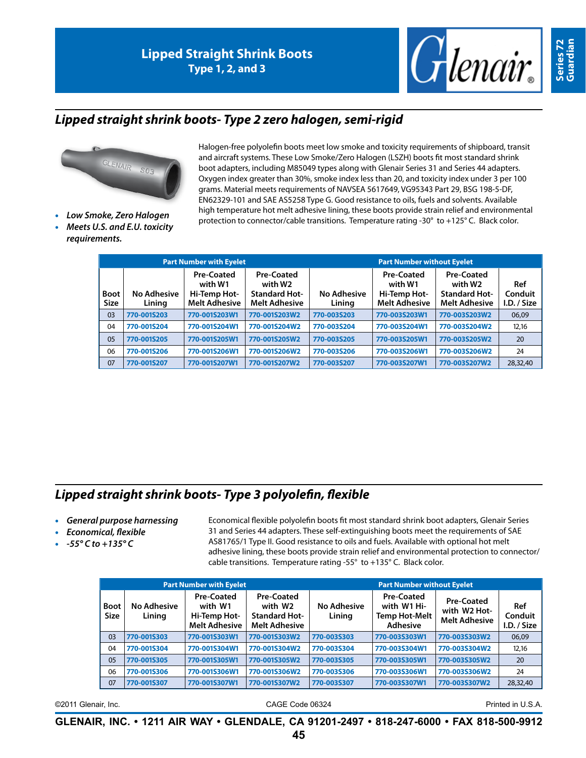# Lipped Straight Shrink Boots
Type 1, 2, and 3

## Lipped straight shrink boots- Type 2 zero halogen, semi-rigid

- *Low Smoke, Zero Halogen*
- *Meets U.S. and E.U. toxicity requirements.*

Halogen-free polyolefin boots meet low smoke and toxicity requirements of shipboard, transit and aircraft systems. These Low Smoke/Zero Halogen (LSZH) boots fit most standard shrink boot adapters, including M85049 types along with Glenair Series 31 and Series 44 adapters. Oxygen index greater than 30%, smoke index less than 20, and toxicity index under 3 per 100 grams. Material meets requirements of NAVSEA 5617649, VG95343 Part 29, BSG 198-5-DF, EN62329-101 and SAE AS5258 Type G. Good resistance to oils, fuels and solvents. Available high temperature hot melt adhesive lining, these boots provide strain relief and environmental protection to connector/cable transitions. Temperature rating -30° to +125° C. Black color.

| | Part Number with Eyelet | | | Part Number without Eyelet | | | |
|---|---|---|---|---|---|---|---|
| Boot Size | No Adhesive Lining | Pre-Coated with W1 Hi-Temp Hot-Melt Adhesive | Pre-Coated with W2 Standard Hot-Melt Adhesive | No Adhesive Lining | Pre-Coated with W1 Hi-Temp Hot-Melt Adhesive | Pre-Coated with W2 Standard Hot-Melt Adhesive | Ref Conduit I.D. / Size |
| 03 | 770-001S203 | 770-001S203W1 | 770-001S203W2 | 770-003S203 | 770-003S203W1 | 770-003S203W2 | 06,09 |
| 04 | 770-001S204 | 770-001S204W1 | 770-001S204W2 | 770-003S204 | 770-003S204W1 | 770-003S204W2 | 12,16 |
| 05 | 770-001S205 | 770-001S205W1 | 770-001S205W2 | 770-003S205 | 770-003S205W1 | 770-003S205W2 | 20 |
| 06 | 770-001S206 | 770-001S206W1 | 770-001S206W2 | 770-003S206 | 770-003S206W1 | 770-003S206W2 | 24 |
| 07 | 770-001S207 | 770-001S207W1 | 770-001S207W2 | 770-003S207 | 770-003S207W1 | 770-003S207W2 | 28,32,40 |

## Lipped straight shrink boots- Type 3 polyolefin, flexible

- *General purpose harnessing*
- *Economical, flexible*
- *-55° C to +135° C*

Economical flexible polyolefin boots fit most standard shrink boot adapters, Glenair Series 31 and Series 44 adapters. These self-extinguishing boots meet the requirements of SAE AS81765/1 Type II. Good resistance to oils and fuels. Available with optional hot melt adhesive lining, these boots provide strain relief and environmental protection to connector/cable transitions. Temperature rating -55° to +135° C. Black color.

| | Part Number with Eyelet | | | Part Number without Eyelet | | | |
|---|---|---|---|---|---|---|---|
| Boot Size | No Adhesive Lining | Pre-Coated with W1 Hi-Temp Hot-Melt Adhesive | Pre-Coated with W2 Standard Hot-Melt Adhesive | No Adhesive Lining | Pre-Coated with W1 Hi-Temp Hot-Melt Adhesive | Pre-Coated with W2 Hot-Melt Adhesive | Ref Conduit I.D. / Size |
| 03 | 770-001S303 | 770-001S303W1 | 770-001S303W2 | 770-003S303 | 770-003S303W1 | 770-003S303W2 | 06,09 |
| 04 | 770-001S304 | 770-001S304W1 | 770-001S304W2 | 770-003S304 | 770-003S304W1 | 770-003S304W2 | 12,16 |
| 05 | 770-001S305 | 770-001S305W1 | 770-001S305W2 | 770-003S305 | 770-003S305W1 | 770-003S305W2 | 20 |
| 06 | 770-001S306 | 770-001S306W1 | 770-001S306W2 | 770-003S306 | 770-003S306W1 | 770-003S306W2 | 24 |
| 07 | 770-001S307 | 770-001S307W1 | 770-001S307W2 | 770-003S307 | 770-003S307W1 | 770-003S307W2 | 28,32,40 |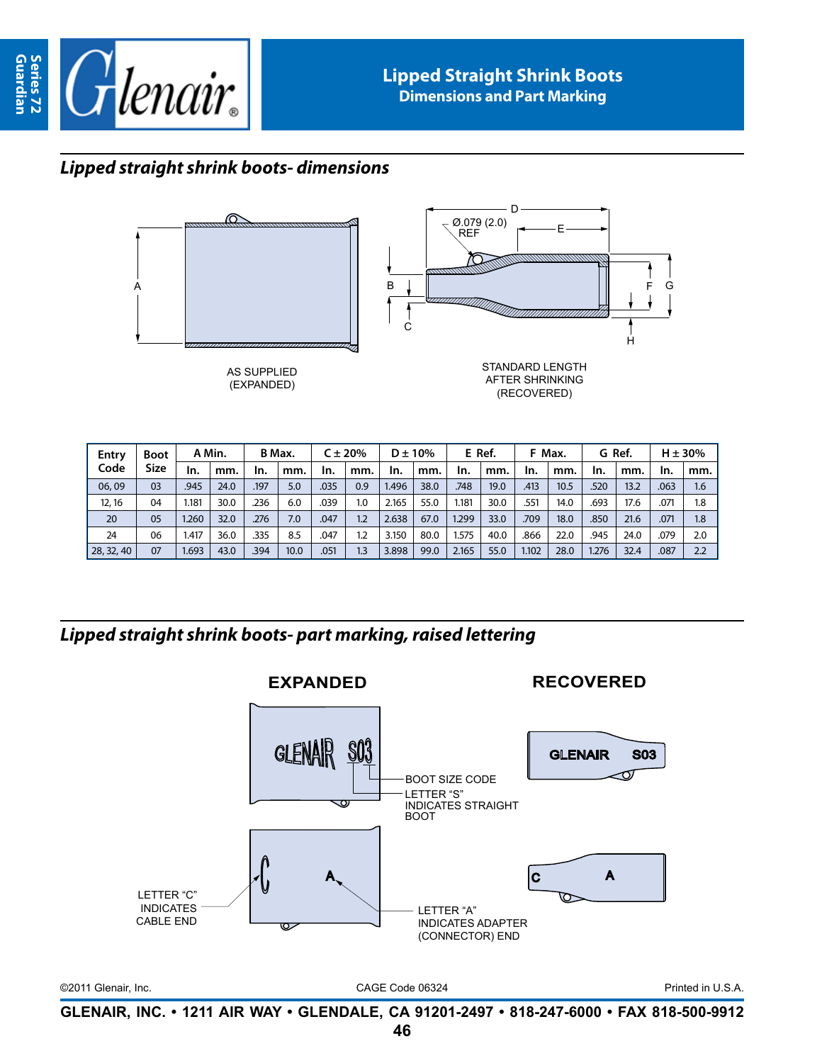# Lipped Straight Shrink Boots
## Dimensions and Part Marking

## Lipped straight shrink boots- dimensions

A

AS SUPPLIED
(EXPANDED)

D
Ø.079 (2.0)
REF
E
B
C
F
G
H

STANDARD LENGTH
AFTER SHRINKING
(RECOVERED)

| Entry Code | Boot Size | A Min. | | B Max. | | C ± 20% | | D ± 10% | | E Ref. | | F Max. | | G Ref. | | H ± 30% | |
|---|---|---|---|---|---|---|---|---|---|---|---|---|---|---|---|---|---|
| | | In. | mm. | In. | mm. | In. | mm. | In. | mm. | In. | mm. | In. | mm. | In. | mm. | In. | mm. |
| 06, 09 | 03 | .945 | 24.0 | .197 | 5.0 | .035 | 0.9 | 1.496 | 38.0 | .748 | 19.0 | .413 | 10.5 | .520 | 13.2 | .063 | 1.6 |
| 12, 16 | 04 | 1.181 | 30.0 | .236 | 6.0 | .039 | 1.0 | 2.165 | 55.0 | 1.181 | 30.0 | .551 | 14.0 | .693 | 17.6 | .071 | 1.8 |
| 20 | 05 | 1.260 | 32.0 | .276 | 7.0 | .047 | 1.2 | 2.638 | 67.0 | 1.299 | 33.0 | .709 | 18.0 | .850 | 21.6 | .071 | 1.8 |
| 24 | 06 | 1.417 | 36.0 | .335 | 8.5 | .047 | 1.2 | 3.150 | 80.0 | 1.575 | 40.0 | .866 | 22.0 | .945 | 24.0 | .079 | 2.0 |
| 28, 32, 40 | 07 | 1.693 | 43.0 | .394 | 10.0 | .051 | 1.3 | 3.898 | 99.0 | 2.165 | 55.0 | 1.102 | 28.0 | 1.276 | 32.4 | .087 | 2.2 |

## Lipped straight shrink boots- part marking, raised lettering

EXPANDED

RECOVERED

GLENAIR S03

BOOT SIZE CODE

LETTER "S"
INDICATES STRAIGHT
BOOT

C A

LETTER "C"
INDICATES
CABLE END

LETTER "A"
INDICATES ADAPTER
(CONNECTOR) END

©2011 Glenair, Inc. CAGE Code 06324 Printed in U.S.A.

GLENAIR, INC. • 1211 AIR WAY • GLENDALE, CA 91201-2497 • 818-247-6000 • FAX 818-500-9912